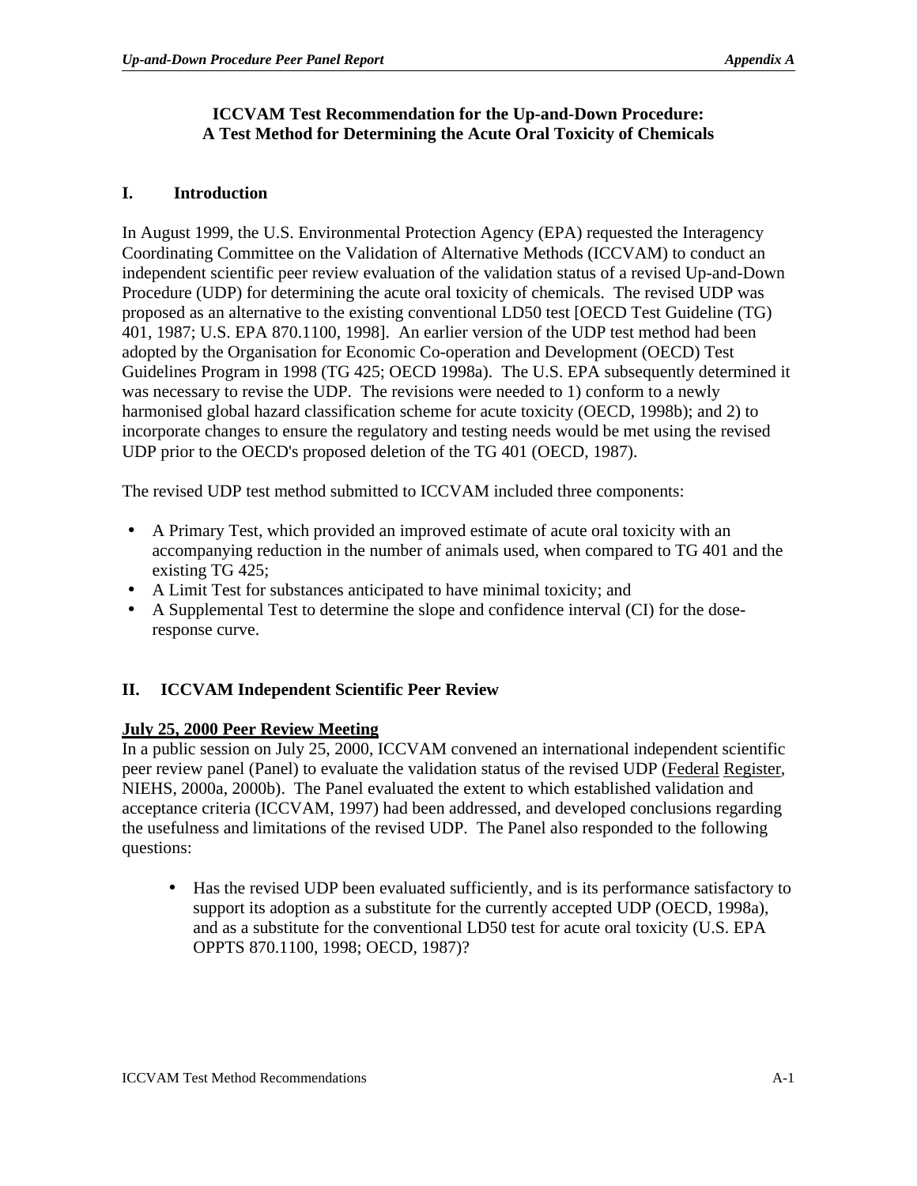# ICCVAM Test Recommendation for the Up-and-Down Procedure: A Test Method for Determining the Acute Oral Toxicity of Chemicals

## I. Introduction

In August 1999, the U.S. Environmental Protection Agency (EPA) requested the Interagency Coordinating Committee on the Validation of Alternative Methods (ICCVAM) to conduct an independent scientific peer review evaluation of the validation status of a revised Up-and-Down Procedure (UDP) for determining the acute oral toxicity of chemicals. The revised UDP was proposed as an alternative to the existing conventional LD50 test [OECD Test Guideline (TG) 401, 1987; U.S. EPA 870.1100, 1998]. An earlier version of the UDP test method had been adopted by the Organisation for Economic Co-operation and Development (OECD) Test Guidelines Program in 1998 (TG 425; OECD 1998a). The U.S. EPA subsequently determined it was necessary to revise the UDP. The revisions were needed to 1) conform to a newly harmonised global hazard classification scheme for acute toxicity (OECD, 1998b); and 2) to incorporate changes to ensure the regulatory and testing needs would be met using the revised UDP prior to the OECD's proposed deletion of the TG 401 (OECD, 1987).

The revised UDP test method submitted to ICCVAM included three components:

- A Primary Test, which provided an improved estimate of acute oral toxicity with an accompanying reduction in the number of animals used, when compared to TG 401 and the existing TG 425;
- A Limit Test for substances anticipated to have minimal toxicity; and
- A Supplemental Test to determine the slope and confidence interval (CI) for the dose-response curve.

## II. ICCVAM Independent Scientific Peer Review

**July 25, 2000 Peer Review Meeting**

In a public session on July 25, 2000, ICCVAM convened an international independent scientific peer review panel (Panel) to evaluate the validation status of the revised UDP (Federal Register, NIEHS, 2000a, 2000b). The Panel evaluated the extent to which established validation and acceptance criteria (ICCVAM, 1997) had been addressed, and developed conclusions regarding the usefulness and limitations of the revised UDP. The Panel also responded to the following questions:

- Has the revised UDP been evaluated sufficiently, and is its performance satisfactory to support its adoption as a substitute for the currently accepted UDP (OECD, 1998a), and as a substitute for the conventional LD50 test for acute oral toxicity (U.S. EPA OPPTS 870.1100, 1998; OECD, 1987)?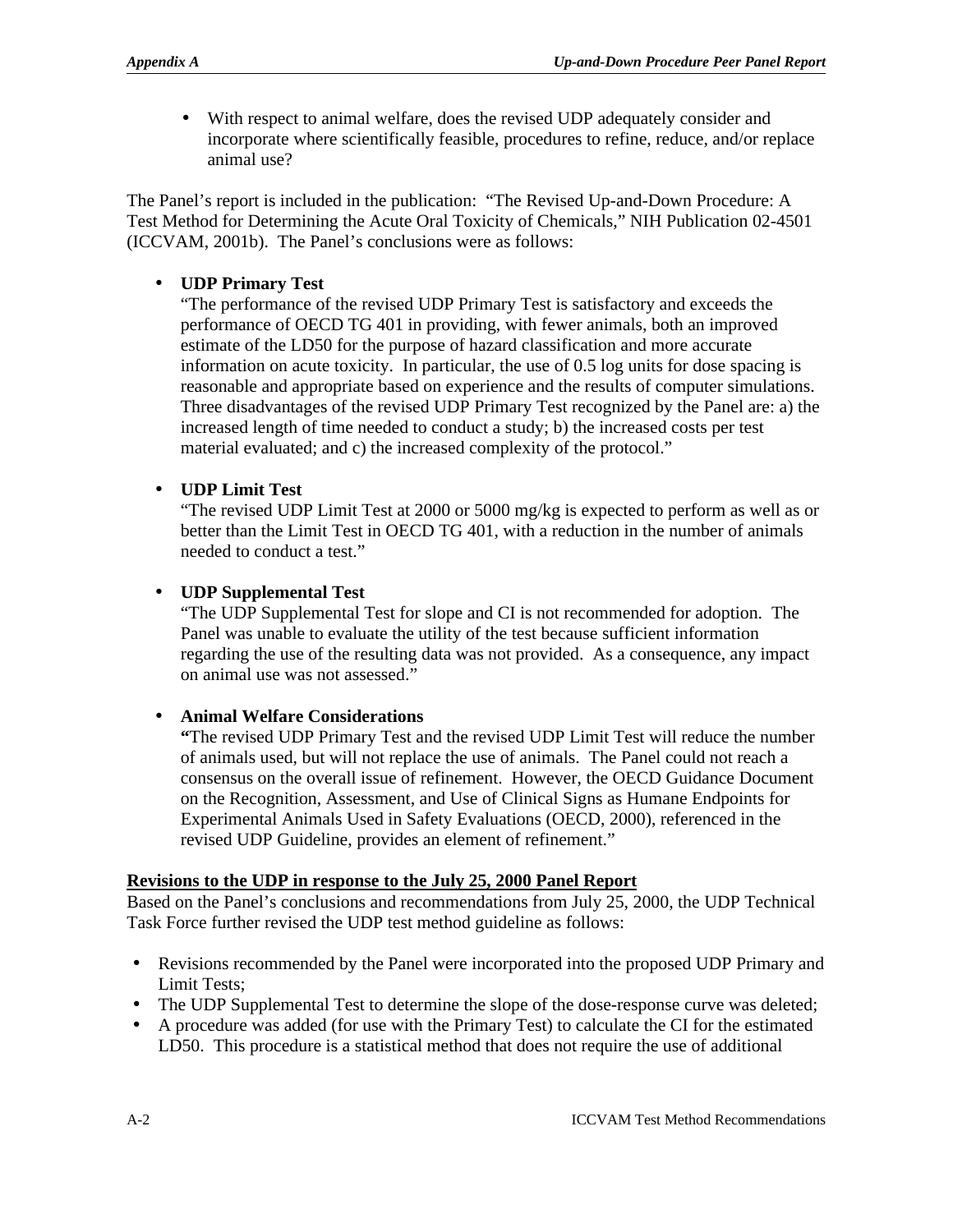- With respect to animal welfare, does the revised UDP adequately consider and incorporate where scientifically feasible, procedures to refine, reduce, and/or replace animal use?

The Panel's report is included in the publication: "The Revised Up-and-Down Procedure: A Test Method for Determining the Acute Oral Toxicity of Chemicals," NIH Publication 02-4501 (ICCVAM, 2001b). The Panel's conclusions were as follows:

- **UDP Primary Test**
  "The performance of the revised UDP Primary Test is satisfactory and exceeds the performance of OECD TG 401 in providing, with fewer animals, both an improved estimate of the LD50 for the purpose of hazard classification and more accurate information on acute toxicity. In particular, the use of 0.5 log units for dose spacing is reasonable and appropriate based on experience and the results of computer simulations. Three disadvantages of the revised UDP Primary Test recognized by the Panel are: a) the increased length of time needed to conduct a study; b) the increased costs per test material evaluated; and c) the increased complexity of the protocol."

- **UDP Limit Test**
  "The revised UDP Limit Test at 2000 or 5000 mg/kg is expected to perform as well as or better than the Limit Test in OECD TG 401, with a reduction in the number of animals needed to conduct a test."

- **UDP Supplemental Test**
  "The UDP Supplemental Test for slope and CI is not recommended for adoption. The Panel was unable to evaluate the utility of the test because sufficient information regarding the use of the resulting data was not provided. As a consequence, any impact on animal use was not assessed."

- **Animal Welfare Considerations**
  **"**The revised UDP Primary Test and the revised UDP Limit Test will reduce the number of animals used, but will not replace the use of animals. The Panel could not reach a consensus on the overall issue of refinement. However, the OECD Guidance Document on the Recognition, Assessment, and Use of Clinical Signs as Humane Endpoints for Experimental Animals Used in Safety Evaluations (OECD, 2000), referenced in the revised UDP Guideline, provides an element of refinement."

<u>**Revisions to the UDP in response to the July 25, 2000 Panel Report**</u>

Based on the Panel's conclusions and recommendations from July 25, 2000, the UDP Technical Task Force further revised the UDP test method guideline as follows:

- Revisions recommended by the Panel were incorporated into the proposed UDP Primary and Limit Tests;
- The UDP Supplemental Test to determine the slope of the dose-response curve was deleted;
- A procedure was added (for use with the Primary Test) to calculate the CI for the estimated LD50. This procedure is a statistical method that does not require the use of additional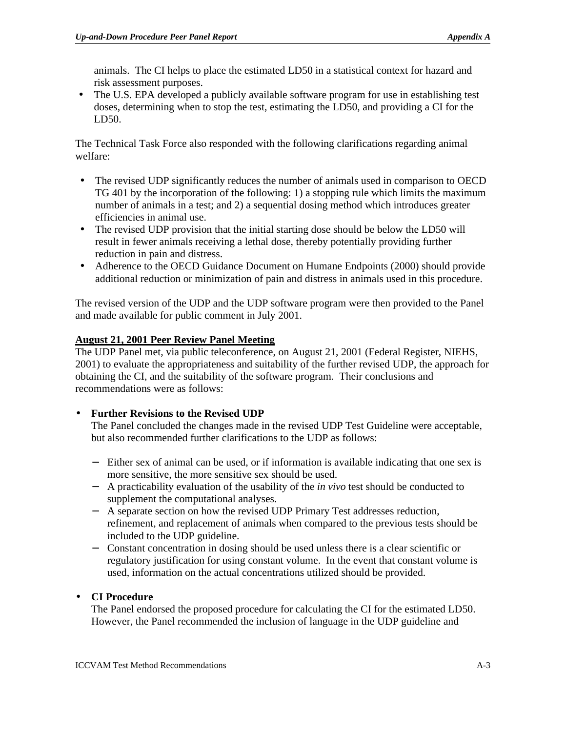animals. The CI helps to place the estimated LD50 in a statistical context for hazard and risk assessment purposes.
- The U.S. EPA developed a publicly available software program for use in establishing test doses, determining when to stop the test, estimating the LD50, and providing a CI for the LD50.

The Technical Task Force also responded with the following clarifications regarding animal welfare:

- The revised UDP significantly reduces the number of animals used in comparison to OECD TG 401 by the incorporation of the following: 1) a stopping rule which limits the maximum number of animals in a test; and 2) a sequential dosing method which introduces greater efficiencies in animal use.
- The revised UDP provision that the initial starting dose should be below the LD50 will result in fewer animals receiving a lethal dose, thereby potentially providing further reduction in pain and distress.
- Adherence to the OECD Guidance Document on Humane Endpoints (2000) should provide additional reduction or minimization of pain and distress in animals used in this procedure.

The revised version of the UDP and the UDP software program were then provided to the Panel and made available for public comment in July 2001.

**August 21, 2001 Peer Review Panel Meeting**

The UDP Panel met, via public teleconference, on August 21, 2001 (Federal Register, NIEHS, 2001) to evaluate the appropriateness and suitability of the further revised UDP, the approach for obtaining the CI, and the suitability of the software program. Their conclusions and recommendations were as follows:

- **Further Revisions to the Revised UDP**
  The Panel concluded the changes made in the revised UDP Test Guideline were acceptable, but also recommended further clarifications to the UDP as follows:
  - Either sex of animal can be used, or if information is available indicating that one sex is more sensitive, the more sensitive sex should be used.
  - A practicability evaluation of the usability of the *in vivo* test should be conducted to supplement the computational analyses.
  - A separate section on how the revised UDP Primary Test addresses reduction, refinement, and replacement of animals when compared to the previous tests should be included to the UDP guideline.
  - Constant concentration in dosing should be used unless there is a clear scientific or regulatory justification for using constant volume. In the event that constant volume is used, information on the actual concentrations utilized should be provided.

- **CI Procedure**
  The Panel endorsed the proposed procedure for calculating the CI for the estimated LD50. However, the Panel recommended the inclusion of language in the UDP guideline and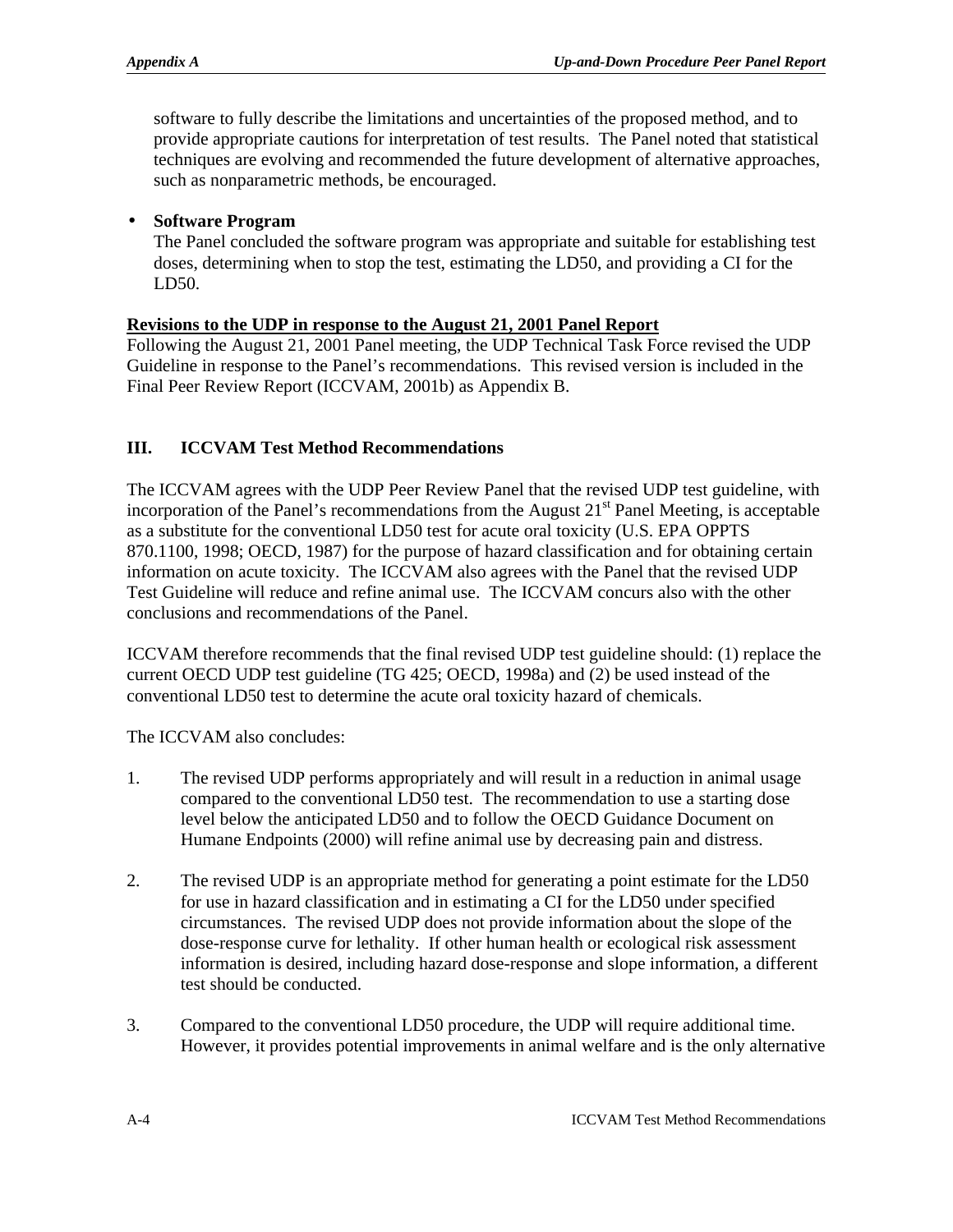software to fully describe the limitations and uncertainties of the proposed method, and to provide appropriate cautions for interpretation of test results. The Panel noted that statistical techniques are evolving and recommended the future development of alternative approaches, such as nonparametric methods, be encouraged.

- **Software Program**
  The Panel concluded the software program was appropriate and suitable for establishing test doses, determining when to stop the test, estimating the LD50, and providing a CI for the LD50.

**Revisions to the UDP in response to the August 21, 2001 Panel Report**

Following the August 21, 2001 Panel meeting, the UDP Technical Task Force revised the UDP Guideline in response to the Panel's recommendations. This revised version is included in the Final Peer Review Report (ICCVAM, 2001b) as Appendix B.

## III. ICCVAM Test Method Recommendations

The ICCVAM agrees with the UDP Peer Review Panel that the revised UDP test guideline, with incorporation of the Panel's recommendations from the August 21st Panel Meeting, is acceptable as a substitute for the conventional LD50 test for acute oral toxicity (U.S. EPA OPPTS 870.1100, 1998; OECD, 1987) for the purpose of hazard classification and for obtaining certain information on acute toxicity. The ICCVAM also agrees with the Panel that the revised UDP Test Guideline will reduce and refine animal use. The ICCVAM concurs also with the other conclusions and recommendations of the Panel.

ICCVAM therefore recommends that the final revised UDP test guideline should: (1) replace the current OECD UDP test guideline (TG 425; OECD, 1998a) and (2) be used instead of the conventional LD50 test to determine the acute oral toxicity hazard of chemicals.

The ICCVAM also concludes:

1. The revised UDP performs appropriately and will result in a reduction in animal usage compared to the conventional LD50 test. The recommendation to use a starting dose level below the anticipated LD50 and to follow the OECD Guidance Document on Humane Endpoints (2000) will refine animal use by decreasing pain and distress.

2. The revised UDP is an appropriate method for generating a point estimate for the LD50 for use in hazard classification and in estimating a CI for the LD50 under specified circumstances. The revised UDP does not provide information about the slope of the dose-response curve for lethality. If other human health or ecological risk assessment information is desired, including hazard dose-response and slope information, a different test should be conducted.

3. Compared to the conventional LD50 procedure, the UDP will require additional time. However, it provides potential improvements in animal welfare and is the only alternative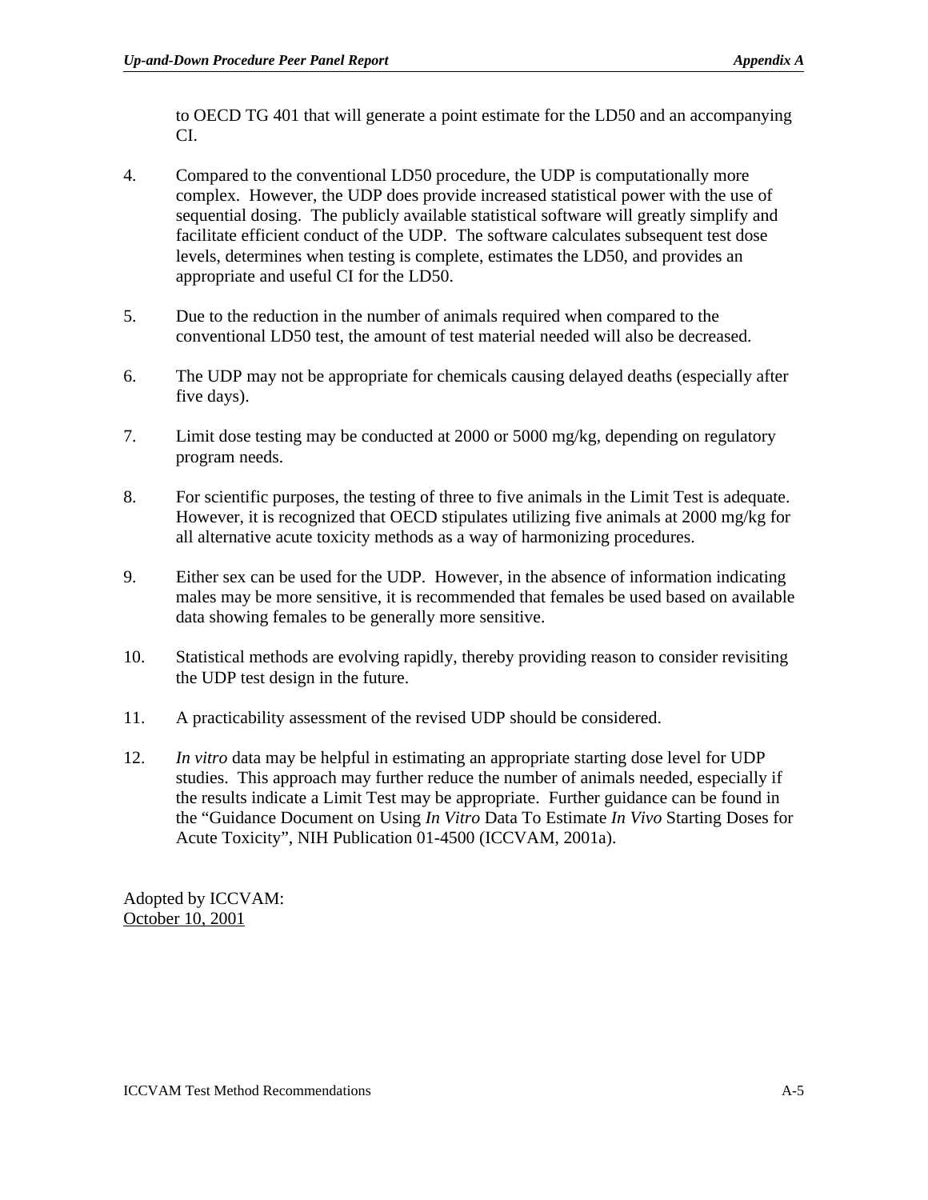to OECD TG 401 that will generate a point estimate for the LD50 and an accompanying CI.

4. Compared to the conventional LD50 procedure, the UDP is computationally more complex. However, the UDP does provide increased statistical power with the use of sequential dosing. The publicly available statistical software will greatly simplify and facilitate efficient conduct of the UDP. The software calculates subsequent test dose levels, determines when testing is complete, estimates the LD50, and provides an appropriate and useful CI for the LD50.

5. Due to the reduction in the number of animals required when compared to the conventional LD50 test, the amount of test material needed will also be decreased.

6. The UDP may not be appropriate for chemicals causing delayed deaths (especially after five days).

7. Limit dose testing may be conducted at 2000 or 5000 mg/kg, depending on regulatory program needs.

8. For scientific purposes, the testing of three to five animals in the Limit Test is adequate. However, it is recognized that OECD stipulates utilizing five animals at 2000 mg/kg for all alternative acute toxicity methods as a way of harmonizing procedures.

9. Either sex can be used for the UDP. However, in the absence of information indicating males may be more sensitive, it is recommended that females be used based on available data showing females to be generally more sensitive.

10. Statistical methods are evolving rapidly, thereby providing reason to consider revisiting the UDP test design in the future.

11. A practicability assessment of the revised UDP should be considered.

12. *In vitro* data may be helpful in estimating an appropriate starting dose level for UDP studies. This approach may further reduce the number of animals needed, especially if the results indicate a Limit Test may be appropriate. Further guidance can be found in the "Guidance Document on Using *In Vitro* Data To Estimate *In Vivo* Starting Doses for Acute Toxicity", NIH Publication 01-4500 (ICCVAM, 2001a).

Adopted by ICCVAM:
October 10, 2001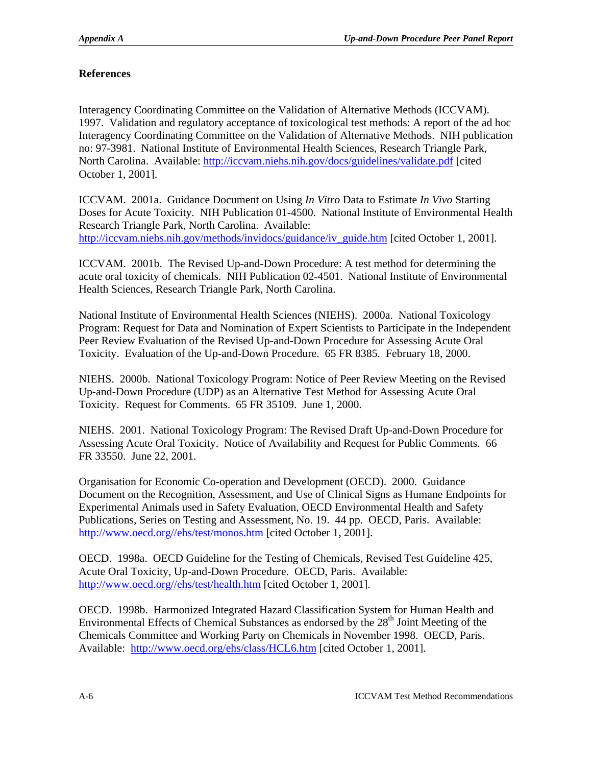**References**

Interagency Coordinating Committee on the Validation of Alternative Methods (ICCVAM). 1997. Validation and regulatory acceptance of toxicological test methods: A report of the ad hoc Interagency Coordinating Committee on the Validation of Alternative Methods. NIH publication no: 97-3981. National Institute of Environmental Health Sciences, Research Triangle Park, North Carolina. Available: http://iccvam.niehs.nih.gov/docs/guidelines/validate.pdf [cited October 1, 2001].

ICCVAM. 2001a. Guidance Document on Using *In Vitro* Data to Estimate *In Vivo* Starting Doses for Acute Toxicity. NIH Publication 01-4500. National Institute of Environmental Health Research Triangle Park, North Carolina. Available: http://iccvam.niehs.nih.gov/methods/invidocs/guidance/iv_guide.htm [cited October 1, 2001].

ICCVAM. 2001b. The Revised Up-and-Down Procedure: A test method for determining the acute oral toxicity of chemicals. NIH Publication 02-4501. National Institute of Environmental Health Sciences, Research Triangle Park, North Carolina.

National Institute of Environmental Health Sciences (NIEHS). 2000a. National Toxicology Program: Request for Data and Nomination of Expert Scientists to Participate in the Independent Peer Review Evaluation of the Revised Up-and-Down Procedure for Assessing Acute Oral Toxicity. Evaluation of the Up-and-Down Procedure. 65 FR 8385. February 18, 2000.

NIEHS. 2000b. National Toxicology Program: Notice of Peer Review Meeting on the Revised Up-and-Down Procedure (UDP) as an Alternative Test Method for Assessing Acute Oral Toxicity. Request for Comments. 65 FR 35109. June 1, 2000.

NIEHS. 2001. National Toxicology Program: The Revised Draft Up-and-Down Procedure for Assessing Acute Oral Toxicity. Notice of Availability and Request for Public Comments. 66 FR 33550. June 22, 2001.

Organisation for Economic Co-operation and Development (OECD). 2000. Guidance Document on the Recognition, Assessment, and Use of Clinical Signs as Humane Endpoints for Experimental Animals used in Safety Evaluation, OECD Environmental Health and Safety Publications, Series on Testing and Assessment, No. 19. 44 pp. OECD, Paris. Available: http://www.oecd.org//ehs/test/monos.htm [cited October 1, 2001].

OECD. 1998a. OECD Guideline for the Testing of Chemicals, Revised Test Guideline 425, Acute Oral Toxicity, Up-and-Down Procedure. OECD, Paris. Available: http://www.oecd.org//ehs/test/health.htm [cited October 1, 2001].

OECD. 1998b. Harmonized Integrated Hazard Classification System for Human Health and Environmental Effects of Chemical Substances as endorsed by the 28th Joint Meeting of the Chemicals Committee and Working Party on Chemicals in November 1998. OECD, Paris. Available: http://www.oecd.org/ehs/class/HCL6.htm [cited October 1, 2001].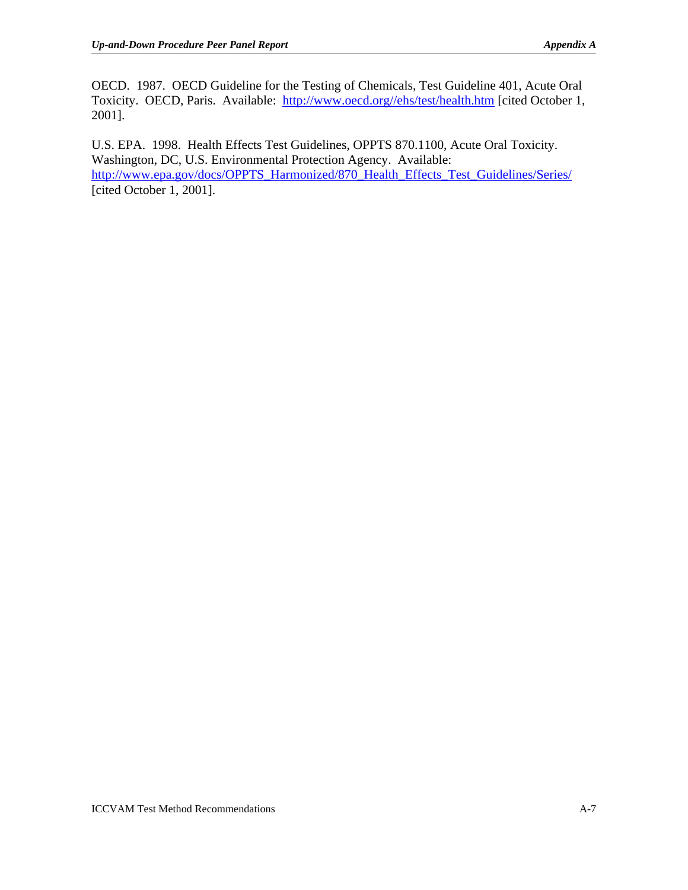OECD. 1987. OECD Guideline for the Testing of Chemicals, Test Guideline 401, Acute Oral Toxicity. OECD, Paris. Available: http://www.oecd.org//ehs/test/health.htm [cited October 1, 2001].

U.S. EPA. 1998. Health Effects Test Guidelines, OPPTS 870.1100, Acute Oral Toxicity. Washington, DC, U.S. Environmental Protection Agency. Available: http://www.epa.gov/docs/OPPTS_Harmonized/870_Health_Effects_Test_Guidelines/Series/ [cited October 1, 2001].